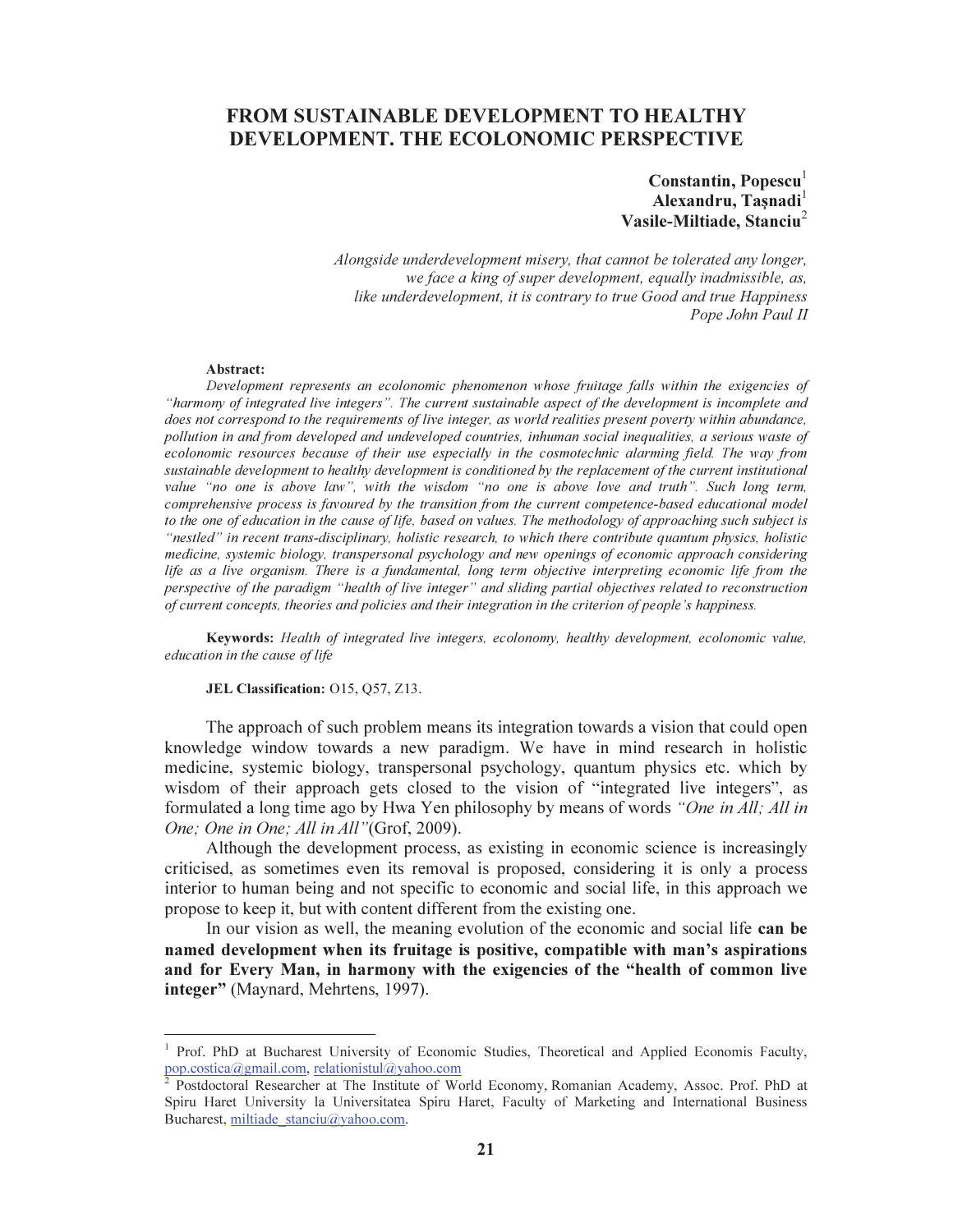# FROM SUSTAINABLE DEVELOPMENT TO HEALTHY DEVELOPMENT. THE ECOLONOMIC PERSPECTIVE

**Constantin, Popescu**[1]
**Alexandru, Taşnadi**[1]
**Vasile-Miltiade, Stanciu**[2]

*Alongside underdevelopment misery, that cannot be tolerated any longer, we face a king of super development, equally inadmissible, as, like underdevelopment, it is contrary to true Good and true Happiness*
*Pope John Paul II*

**Abstract:**

*Development represents an ecolonomic phenomenon whose fruitage falls within the exigencies of "harmony of integrated live integers". The current sustainable aspect of the development is incomplete and does not correspond to the requirements of live integer, as world realities present poverty within abundance, pollution in and from developed and undeveloped countries, inhuman social inequalities, a serious waste of ecolonomic resources because of their use especially in the cosmotechnic alarming field. The way from sustainable development to healthy development is conditioned by the replacement of the current institutional value "no one is above law", with the wisdom "no one is above love and truth". Such long term, comprehensive process is favoured by the transition from the current competence-based educational model to the one of education in the cause of life, based on values. The methodology of approaching such subject is "nestled" in recent trans-disciplinary, holistic research, to which there contribute quantum physics, holistic medicine, systemic biology, transpersonal psychology and new openings of economic approach considering life as a live organism. There is a fundamental, long term objective interpreting economic life from the perspective of the paradigm "health of live integer" and sliding partial objectives related to reconstruction of current concepts, theories and policies and their integration in the criterion of people's happiness.*

**Keywords:** *Health of integrated live integers, ecolonomy, healthy development, ecolonomic value, education in the cause of life*

**JEL Classification:** O15, Q57, Z13.

The approach of such problem means its integration towards a vision that could open knowledge window towards a new paradigm. We have in mind research in holistic medicine, systemic biology, transpersonal psychology, quantum physics etc. which by wisdom of their approach gets closed to the vision of "integrated live integers", as formulated a long time ago by Hwa Yen philosophy by means of words *"One in All; All in One; One in One; All in All"*(Grof, 2009).

Although the development process, as existing in economic science is increasingly criticised, as sometimes even its removal is proposed, considering it is only a process interior to human being and not specific to economic and social life, in this approach we propose to keep it, but with content different from the existing one.

In our vision as well, the meaning evolution of the economic and social life **can be named development when its fruitage is positive, compatible with man's aspirations and for Every Man, in harmony with the exigencies of the "health of common live integer"** (Maynard, Mehrtens, 1997).

---

[1] Prof. PhD at Bucharest University of Economic Studies, Theoretical and Applied Economis Faculty, pop.costica@gmail.com, relationistul@yahoo.com

[2] Postdoctoral Researcher at The Institute of World Economy, Romanian Academy, Assoc. Prof. PhD at Spiru Haret University la Universitatea Spiru Haret, Faculty of Marketing and International Business Bucharest, miltiade_stanciu@yahoo.com.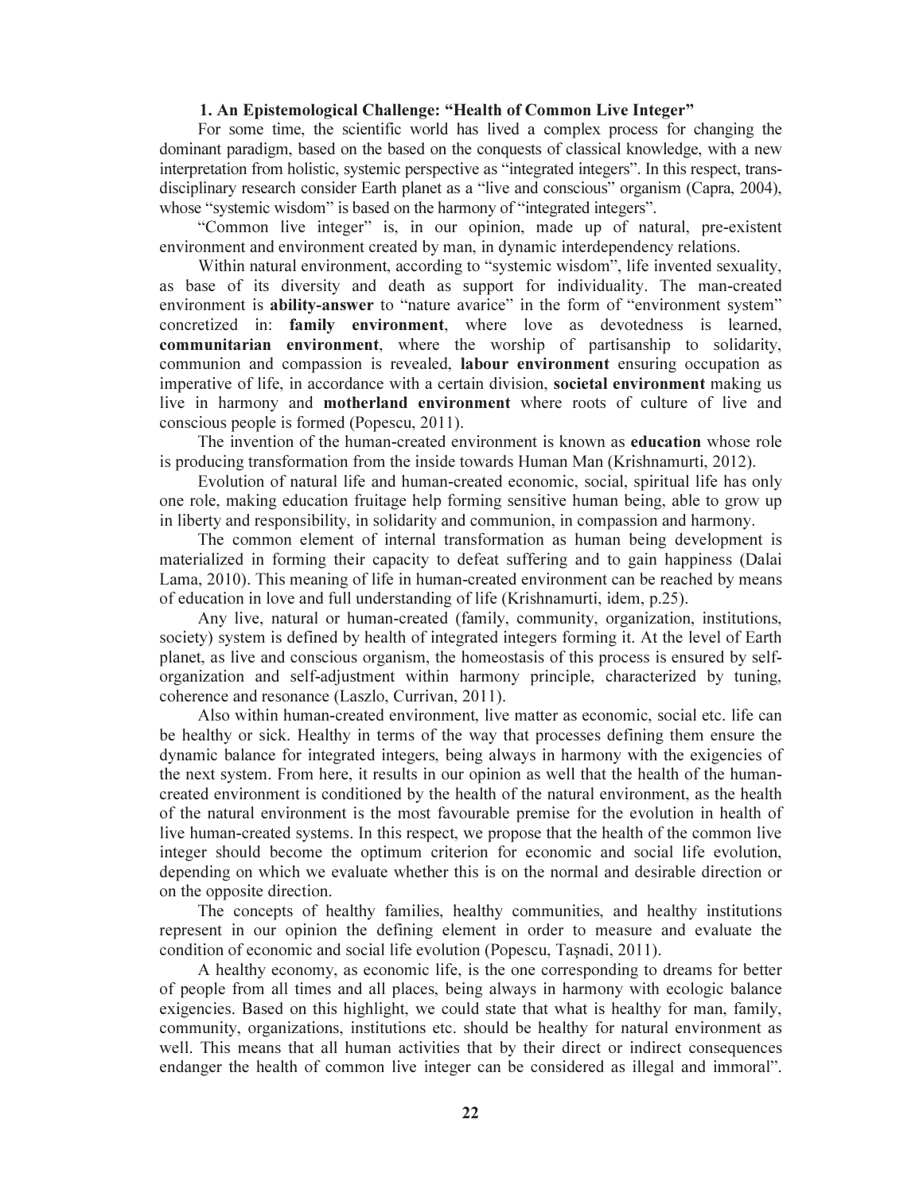### 1. An Epistemological Challenge: "Health of Common Live Integer"

For some time, the scientific world has lived a complex process for changing the dominant paradigm, based on the based on the conquests of classical knowledge, with a new interpretation from holistic, systemic perspective as "integrated integers". In this respect, trans-disciplinary research consider Earth planet as a "live and conscious" organism (Capra, 2004), whose "systemic wisdom" is based on the harmony of "integrated integers".

"Common live integer" is, in our opinion, made up of natural, pre-existent environment and environment created by man, in dynamic interdependency relations.

Within natural environment, according to "systemic wisdom", life invented sexuality, as base of its diversity and death as support for individuality. The man-created environment is **ability-answer** to "nature avarice" in the form of "environment system" concretized in: **family environment**, where love as devotedness is learned, **communitarian environment**, where the worship of partisanship to solidarity, communion and compassion is revealed, **labour environment** ensuring occupation as imperative of life, in accordance with a certain division, **societal environment** making us live in harmony and **motherland environment** where roots of culture of live and conscious people is formed (Popescu, 2011).

The invention of the human-created environment is known as **education** whose role is producing transformation from the inside towards Human Man (Krishnamurti, 2012).

Evolution of natural life and human-created economic, social, spiritual life has only one role, making education fruitage help forming sensitive human being, able to grow up in liberty and responsibility, in solidarity and communion, in compassion and harmony.

The common element of internal transformation as human being development is materialized in forming their capacity to defeat suffering and to gain happiness (Dalai Lama, 2010). This meaning of life in human-created environment can be reached by means of education in love and full understanding of life (Krishnamurti, idem, p.25).

Any live, natural or human-created (family, community, organization, institutions, society) system is defined by health of integrated integers forming it. At the level of Earth planet, as live and conscious organism, the homeostasis of this process is ensured by self-organization and self-adjustment within harmony principle, characterized by tuning, coherence and resonance (Laszlo, Currivan, 2011).

Also within human-created environment, live matter as economic, social etc. life can be healthy or sick. Healthy in terms of the way that processes defining them ensure the dynamic balance for integrated integers, being always in harmony with the exigencies of the next system. From here, it results in our opinion as well that the health of the human-created environment is conditioned by the health of the natural environment, as the health of the natural environment is the most favourable premise for the evolution in health of live human-created systems. In this respect, we propose that the health of the common live integer should become the optimum criterion for economic and social life evolution, depending on which we evaluate whether this is on the normal and desirable direction or on the opposite direction.

The concepts of healthy families, healthy communities, and healthy institutions represent in our opinion the defining element in order to measure and evaluate the condition of economic and social life evolution (Popescu, Taşnadi, 2011).

A healthy economy, as economic life, is the one corresponding to dreams for better of people from all times and all places, being always in harmony with ecologic balance exigencies. Based on this highlight, we could state that what is healthy for man, family, community, organizations, institutions etc. should be healthy for natural environment as well. This means that all human activities that by their direct or indirect consequences endanger the health of common live integer can be considered as illegal and immoral".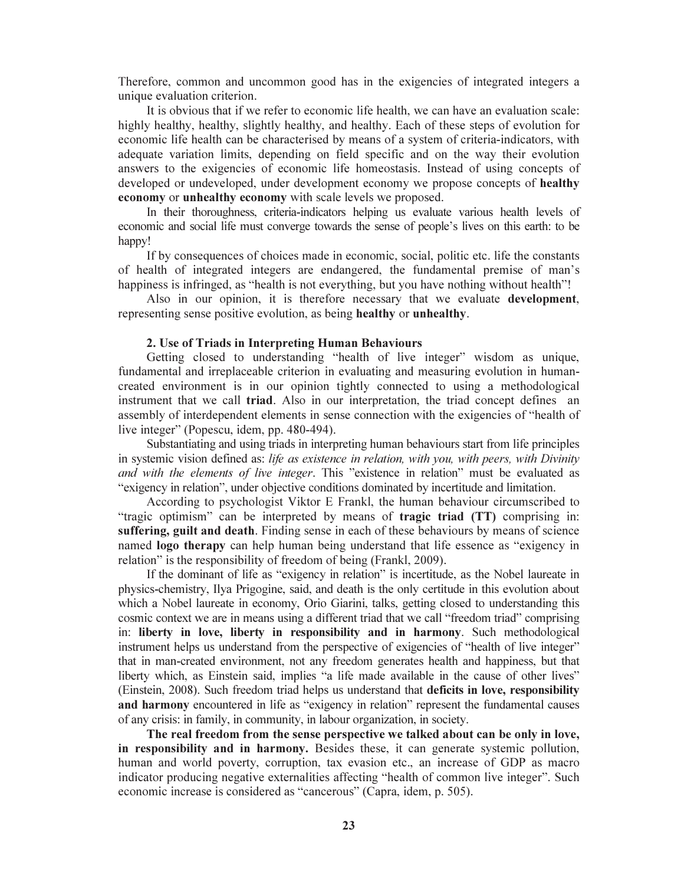Therefore, common and uncommon good has in the exigencies of integrated integers a unique evaluation criterion.

It is obvious that if we refer to economic life health, we can have an evaluation scale: highly healthy, healthy, slightly healthy, and healthy. Each of these steps of evolution for economic life health can be characterised by means of a system of criteria-indicators, with adequate variation limits, depending on field specific and on the way their evolution answers to the exigencies of economic life homeostasis. Instead of using concepts of developed or undeveloped, under development economy we propose concepts of **healthy economy** or **unhealthy economy** with scale levels we proposed.

In their thoroughness, criteria-indicators helping us evaluate various health levels of economic and social life must converge towards the sense of people's lives on this earth: to be happy!

If by consequences of choices made in economic, social, politic etc. life the constants of health of integrated integers are endangered, the fundamental premise of man's happiness is infringed, as "health is not everything, but you have nothing without health"!

Also in our opinion, it is therefore necessary that we evaluate **development**, representing sense positive evolution, as being **healthy** or **unhealthy**.

## 2. Use of Triads in Interpreting Human Behaviours

Getting closed to understanding "health of live integer" wisdom as unique, fundamental and irreplaceable criterion in evaluating and measuring evolution in human-created environment is in our opinion tightly connected to using a methodological instrument that we call **triad**. Also in our interpretation, the triad concept defines an assembly of interdependent elements in sense connection with the exigencies of "health of live integer" (Popescu, idem, pp. 480-494).

Substantiating and using triads in interpreting human behaviours start from life principles in systemic vision defined as: *life as existence in relation, with you, with peers, with Divinity and with the elements of live integer*. This "existence in relation" must be evaluated as "exigency in relation", under objective conditions dominated by incertitude and limitation.

According to psychologist Viktor E Frankl, the human behaviour circumscribed to "tragic optimism" can be interpreted by means of **tragic triad (TT)** comprising in: **suffering, guilt and death**. Finding sense in each of these behaviours by means of science named **logo therapy** can help human being understand that life essence as "exigency in relation" is the responsibility of freedom of being (Frankl, 2009).

If the dominant of life as "exigency in relation" is incertitude, as the Nobel laureate in physics-chemistry, Ilya Prigogine, said, and death is the only certitude in this evolution about which a Nobel laureate in economy, Orio Giarini, talks, getting closed to understanding this cosmic context we are in means using a different triad that we call "freedom triad" comprising in: **liberty in love, liberty in responsibility and in harmony**. Such methodological instrument helps us understand from the perspective of exigencies of "health of live integer" that in man-created environment, not any freedom generates health and happiness, but that liberty which, as Einstein said, implies "a life made available in the cause of other lives" (Einstein, 2008). Such freedom triad helps us understand that **deficits in love, responsibility and harmony** encountered in life as "exigency in relation" represent the fundamental causes of any crisis: in family, in community, in labour organization, in society.

**The real freedom from the sense perspective we talked about can be only in love, in responsibility and in harmony.** Besides these, it can generate systemic pollution, human and world poverty, corruption, tax evasion etc., an increase of GDP as macro indicator producing negative externalities affecting "health of common live integer". Such economic increase is considered as "cancerous" (Capra, idem, p. 505).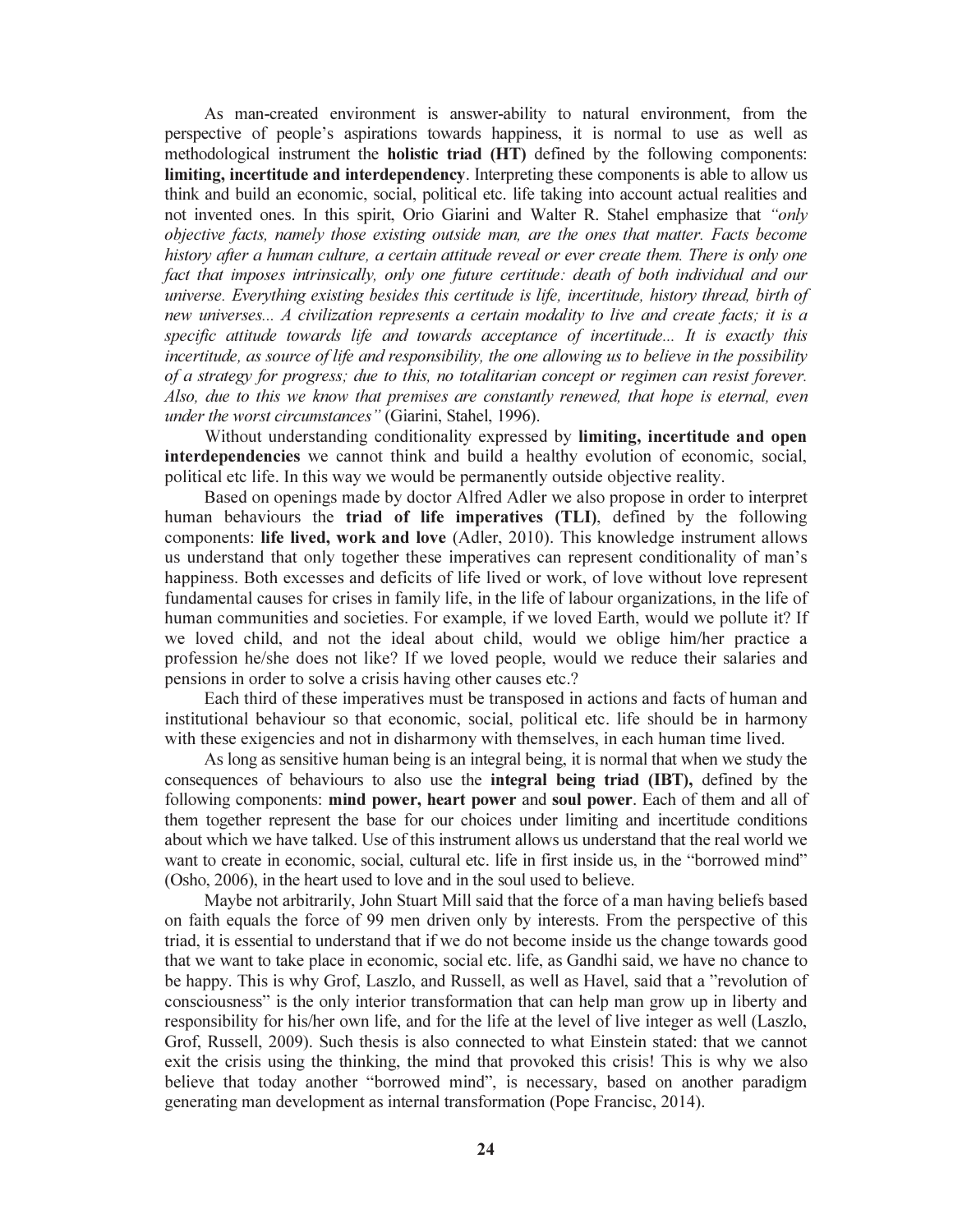As man-created environment is answer-ability to natural environment, from the perspective of people's aspirations towards happiness, it is normal to use as well as methodological instrument the **holistic triad (HT)** defined by the following components: **limiting, incertitude and interdependency**. Interpreting these components is able to allow us think and build an economic, social, political etc. life taking into account actual realities and not invented ones. In this spirit, Orio Giarini and Walter R. Stahel emphasize that *"only objective facts, namely those existing outside man, are the ones that matter. Facts become history after a human culture, a certain attitude reveal or ever create them. There is only one fact that imposes intrinsically, only one future certitude: death of both individual and our universe. Everything existing besides this certitude is life, incertitude, history thread, birth of new universes... A civilization represents a certain modality to live and create facts; it is a specific attitude towards life and towards acceptance of incertitude... It is exactly this incertitude, as source of life and responsibility, the one allowing us to believe in the possibility of a strategy for progress; due to this, no totalitarian concept or regimen can resist forever. Also, due to this we know that premises are constantly renewed, that hope is eternal, even under the worst circumstances"* (Giarini, Stahel, 1996).

Without understanding conditionality expressed by **limiting, incertitude and open interdependencies** we cannot think and build a healthy evolution of economic, social, political etc life. In this way we would be permanently outside objective reality.

Based on openings made by doctor Alfred Adler we also propose in order to interpret human behaviours the **triad of life imperatives (TLI)**, defined by the following components: **life lived, work and love** (Adler, 2010). This knowledge instrument allows us understand that only together these imperatives can represent conditionality of man's happiness. Both excesses and deficits of life lived or work, of love without love represent fundamental causes for crises in family life, in the life of labour organizations, in the life of human communities and societies. For example, if we loved Earth, would we pollute it? If we loved child, and not the ideal about child, would we oblige him/her practice a profession he/she does not like? If we loved people, would we reduce their salaries and pensions in order to solve a crisis having other causes etc.?

Each third of these imperatives must be transposed in actions and facts of human and institutional behaviour so that economic, social, political etc. life should be in harmony with these exigencies and not in disharmony with themselves, in each human time lived.

As long as sensitive human being is an integral being, it is normal that when we study the consequences of behaviours to also use the **integral being triad (IBT),** defined by the following components: **mind power, heart power** and **soul power**. Each of them and all of them together represent the base for our choices under limiting and incertitude conditions about which we have talked. Use of this instrument allows us understand that the real world we want to create in economic, social, cultural etc. life in first inside us, in the "borrowed mind" (Osho, 2006), in the heart used to love and in the soul used to believe.

Maybe not arbitrarily, John Stuart Mill said that the force of a man having beliefs based on faith equals the force of 99 men driven only by interests. From the perspective of this triad, it is essential to understand that if we do not become inside us the change towards good that we want to take place in economic, social etc. life, as Gandhi said, we have no chance to be happy. This is why Grof, Laszlo, and Russell, as well as Havel, said that a "revolution of consciousness" is the only interior transformation that can help man grow up in liberty and responsibility for his/her own life, and for the life at the level of live integer as well (Laszlo, Grof, Russell, 2009). Such thesis is also connected to what Einstein stated: that we cannot exit the crisis using the thinking, the mind that provoked this crisis! This is why we also believe that today another "borrowed mind", is necessary, based on another paradigm generating man development as internal transformation (Pope Francisc, 2014).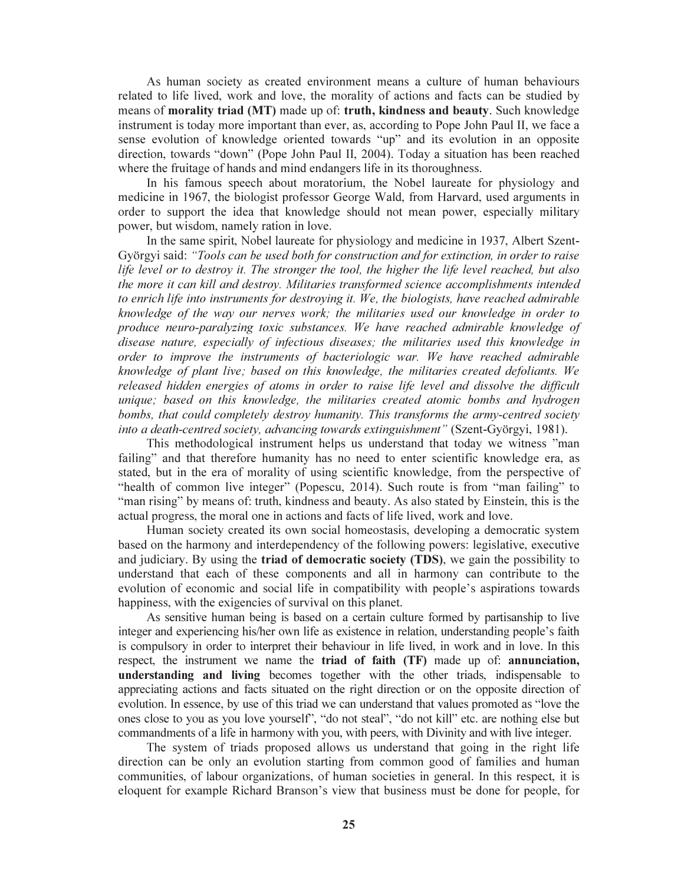As human society as created environment means a culture of human behaviours related to life lived, work and love, the morality of actions and facts can be studied by means of **morality triad (MT)** made up of: **truth, kindness and beauty**. Such knowledge instrument is today more important than ever, as, according to Pope John Paul II, we face a sense evolution of knowledge oriented towards "up" and its evolution in an opposite direction, towards "down" (Pope John Paul II, 2004). Today a situation has been reached where the fruitage of hands and mind endangers life in its thoroughness.

In his famous speech about moratorium, the Nobel laureate for physiology and medicine in 1967, the biologist professor George Wald, from Harvard, used arguments in order to support the idea that knowledge should not mean power, especially military power, but wisdom, namely ration in love.

In the same spirit, Nobel laureate for physiology and medicine in 1937, Albert Szent-Györgyi said: *"Tools can be used both for construction and for extinction, in order to raise life level or to destroy it. The stronger the tool, the higher the life level reached, but also the more it can kill and destroy. Militaries transformed science accomplishments intended to enrich life into instruments for destroying it. We, the biologists, have reached admirable knowledge of the way our nerves work; the militaries used our knowledge in order to produce neuro-paralyzing toxic substances. We have reached admirable knowledge of disease nature, especially of infectious diseases; the militaries used this knowledge in order to improve the instruments of bacteriologic war. We have reached admirable knowledge of plant live; based on this knowledge, the militaries created defoliants. We released hidden energies of atoms in order to raise life level and dissolve the difficult unique; based on this knowledge, the militaries created atomic bombs and hydrogen bombs, that could completely destroy humanity. This transforms the army-centred society into a death-centred society, advancing towards extinguishment"* (Szent-Györgyi, 1981).

This methodological instrument helps us understand that today we witness "man failing" and that therefore humanity has no need to enter scientific knowledge era, as stated, but in the era of morality of using scientific knowledge, from the perspective of "health of common live integer" (Popescu, 2014). Such route is from "man failing" to "man rising" by means of: truth, kindness and beauty. As also stated by Einstein, this is the actual progress, the moral one in actions and facts of life lived, work and love.

Human society created its own social homeostasis, developing a democratic system based on the harmony and interdependency of the following powers: legislative, executive and judiciary. By using the **triad of democratic society (TDS)**, we gain the possibility to understand that each of these components and all in harmony can contribute to the evolution of economic and social life in compatibility with people's aspirations towards happiness, with the exigencies of survival on this planet.

As sensitive human being is based on a certain culture formed by partisanship to live integer and experiencing his/her own life as existence in relation, understanding people's faith is compulsory in order to interpret their behaviour in life lived, in work and in love. In this respect, the instrument we name the **triad of faith (TF)** made up of: **annunciation, understanding and living** becomes together with the other triads, indispensable to appreciating actions and facts situated on the right direction or on the opposite direction of evolution. In essence, by use of this triad we can understand that values promoted as "love the ones close to you as you love yourself", "do not steal", "do not kill" etc. are nothing else but commandments of a life in harmony with you, with peers, with Divinity and with live integer.

The system of triads proposed allows us understand that going in the right life direction can be only an evolution starting from common good of families and human communities, of labour organizations, of human societies in general. In this respect, it is eloquent for example Richard Branson's view that business must be done for people, for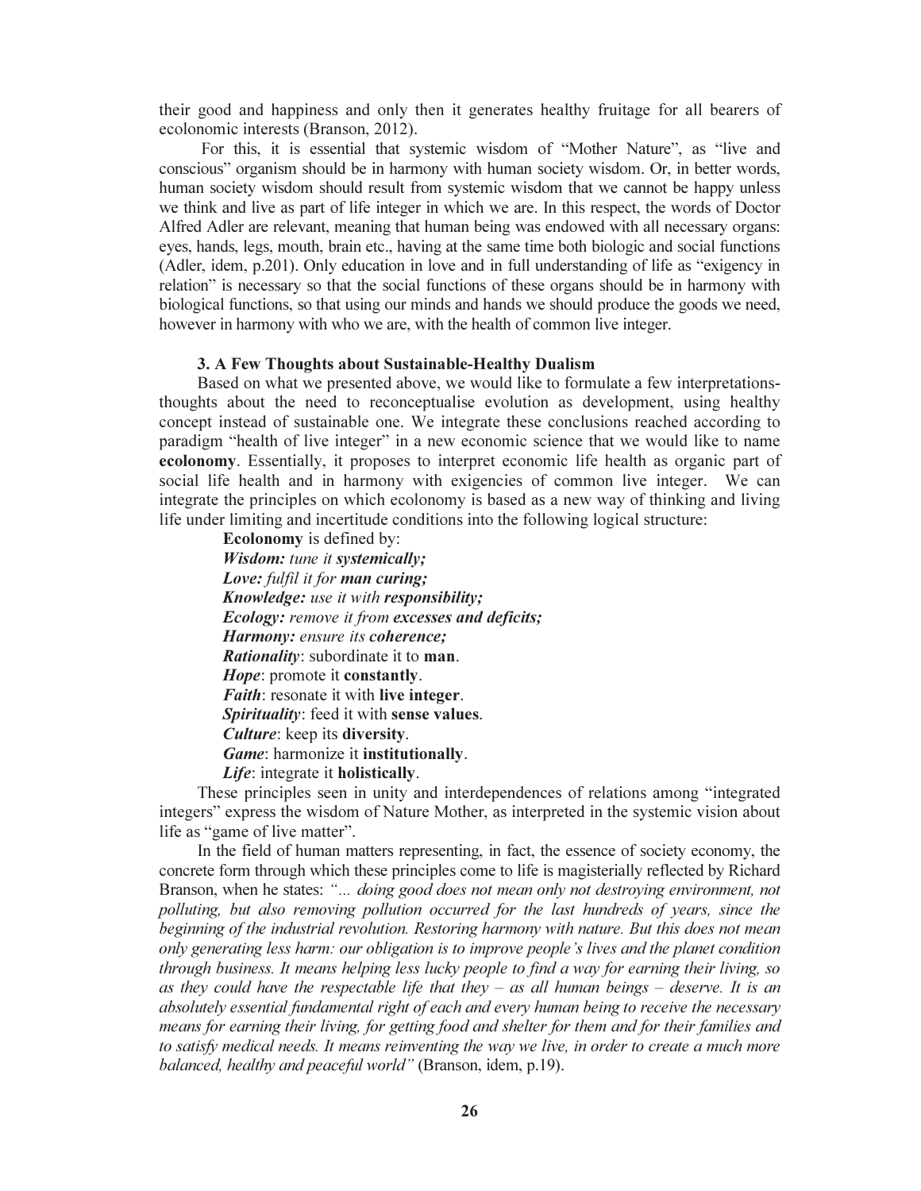their good and happiness and only then it generates healthy fruitage for all bearers of ecolonomic interests (Branson, 2012).

For this, it is essential that systemic wisdom of "Mother Nature", as "live and conscious" organism should be in harmony with human society wisdom. Or, in better words, human society wisdom should result from systemic wisdom that we cannot be happy unless we think and live as part of life integer in which we are. In this respect, the words of Doctor Alfred Adler are relevant, meaning that human being was endowed with all necessary organs: eyes, hands, legs, mouth, brain etc., having at the same time both biologic and social functions (Adler, idem, p.201). Only education in love and in full understanding of life as "exigency in relation" is necessary so that the social functions of these organs should be in harmony with biological functions, so that using our minds and hands we should produce the goods we need, however in harmony with who we are, with the health of common live integer.

### 3. A Few Thoughts about Sustainable-Healthy Dualism

Based on what we presented above, we would like to formulate a few interpretations-thoughts about the need to reconceptualise evolution as development, using healthy concept instead of sustainable one. We integrate these conclusions reached according to paradigm "health of live integer" in a new economic science that we would like to name **ecolonomy**. Essentially, it proposes to interpret economic life health as organic part of social life health and in harmony with exigencies of common live integer. We can integrate the principles on which ecolonomy is based as a new way of thinking and living life under limiting and incertitude conditions into the following logical structure:

**Ecolonomy** is defined by:
***Wisdom:*** *tune it* ***systemically;***
***Love:*** *fulfil it for* ***man curing;***
***Knowledge:*** *use it with* ***responsibility;***
***Ecology:*** *remove it from* ***excesses and deficits;***
***Harmony:*** *ensure its* ***coherence;***
***Rationality***: subordinate it to **man**.
***Hope***: promote it **constantly**.
***Faith***: resonate it with **live integer**.
***Spirituality***: feed it with **sense values**.
***Culture***: keep its **diversity**.
***Game***: harmonize it **institutionally**.
***Life***: integrate it **holistically**.

These principles seen in unity and interdependences of relations among "integrated integers" express the wisdom of Nature Mother, as interpreted in the systemic vision about life as "game of live matter".

In the field of human matters representing, in fact, the essence of society economy, the concrete form through which these principles come to life is magisterially reflected by Richard Branson, when he states: *"... doing good does not mean only not destroying environment, not polluting, but also removing pollution occurred for the last hundreds of years, since the beginning of the industrial revolution. Restoring harmony with nature. But this does not mean only generating less harm: our obligation is to improve people's lives and the planet condition through business. It means helping less lucky people to find a way for earning their living, so as they could have the respectable life that they – as all human beings – deserve. It is an absolutely essential fundamental right of each and every human being to receive the necessary means for earning their living, for getting food and shelter for them and for their families and to satisfy medical needs. It means reinventing the way we live, in order to create a much more balanced, healthy and peaceful world"* (Branson, idem, p.19).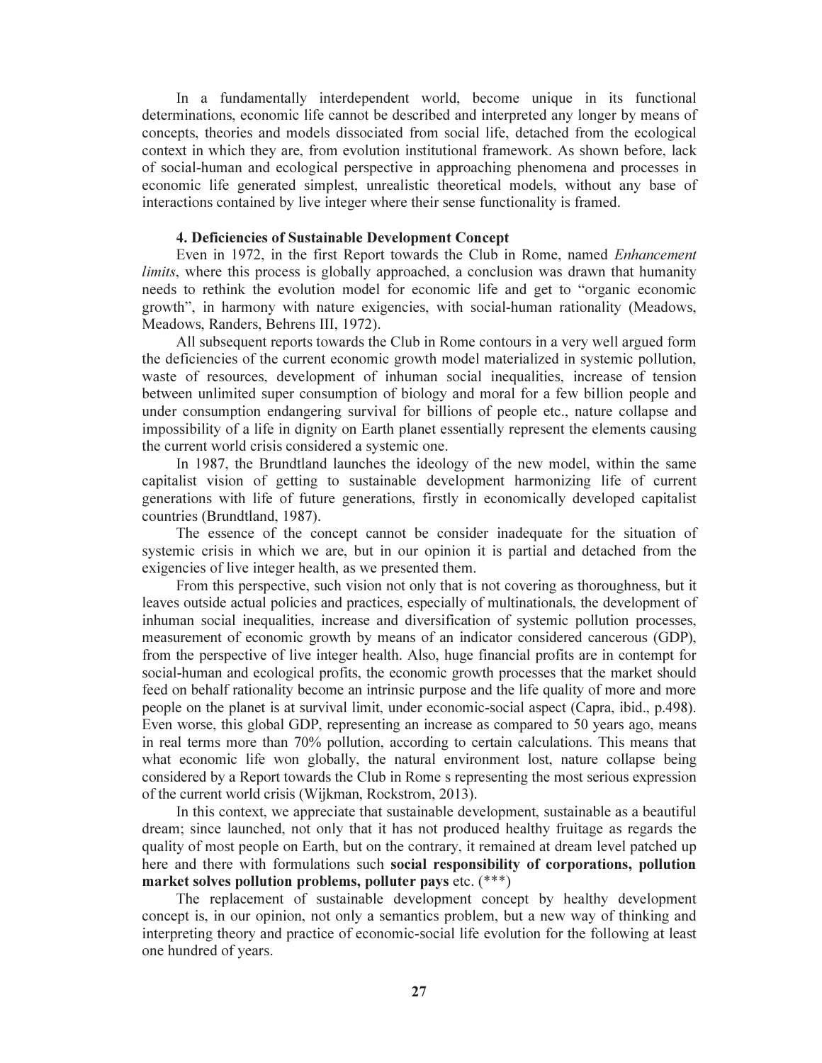In a fundamentally interdependent world, become unique in its functional determinations, economic life cannot be described and interpreted any longer by means of concepts, theories and models dissociated from social life, detached from the ecological context in which they are, from evolution institutional framework. As shown before, lack of social-human and ecological perspective in approaching phenomena and processes in economic life generated simplest, unrealistic theoretical models, without any base of interactions contained by live integer where their sense functionality is framed.

## 4. Deficiencies of Sustainable Development Concept

Even in 1972, in the first Report towards the Club in Rome, named *Enhancement limits*, where this process is globally approached, a conclusion was drawn that humanity needs to rethink the evolution model for economic life and get to "organic economic growth", in harmony with nature exigencies, with social-human rationality (Meadows, Meadows, Randers, Behrens III, 1972).

All subsequent reports towards the Club in Rome contours in a very well argued form the deficiencies of the current economic growth model materialized in systemic pollution, waste of resources, development of inhuman social inequalities, increase of tension between unlimited super consumption of biology and moral for a few billion people and under consumption endangering survival for billions of people etc., nature collapse and impossibility of a life in dignity on Earth planet essentially represent the elements causing the current world crisis considered a systemic one.

In 1987, the Brundtland launches the ideology of the new model, within the same capitalist vision of getting to sustainable development harmonizing life of current generations with life of future generations, firstly in economically developed capitalist countries (Brundtland, 1987).

The essence of the concept cannot be consider inadequate for the situation of systemic crisis in which we are, but in our opinion it is partial and detached from the exigencies of live integer health, as we presented them.

From this perspective, such vision not only that is not covering as thoroughness, but it leaves outside actual policies and practices, especially of multinationals, the development of inhuman social inequalities, increase and diversification of systemic pollution processes, measurement of economic growth by means of an indicator considered cancerous (GDP), from the perspective of live integer health. Also, huge financial profits are in contempt for social-human and ecological profits, the economic growth processes that the market should feed on behalf rationality become an intrinsic purpose and the life quality of more and more people on the planet is at survival limit, under economic-social aspect (Capra, ibid., p.498). Even worse, this global GDP, representing an increase as compared to 50 years ago, means in real terms more than 70% pollution, according to certain calculations. This means that what economic life won globally, the natural environment lost, nature collapse being considered by a Report towards the Club in Rome s representing the most serious expression of the current world crisis (Wijkman, Rockstrom, 2013).

In this context, we appreciate that sustainable development, sustainable as a beautiful dream; since launched, not only that it has not produced healthy fruitage as regards the quality of most people on Earth, but on the contrary, it remained at dream level patched up here and there with formulations such **social responsibility of corporations, pollution market solves pollution problems, polluter pays** etc. (***)

The replacement of sustainable development concept by healthy development concept is, in our opinion, not only a semantics problem, but a new way of thinking and interpreting theory and practice of economic-social life evolution for the following at least one hundred of years.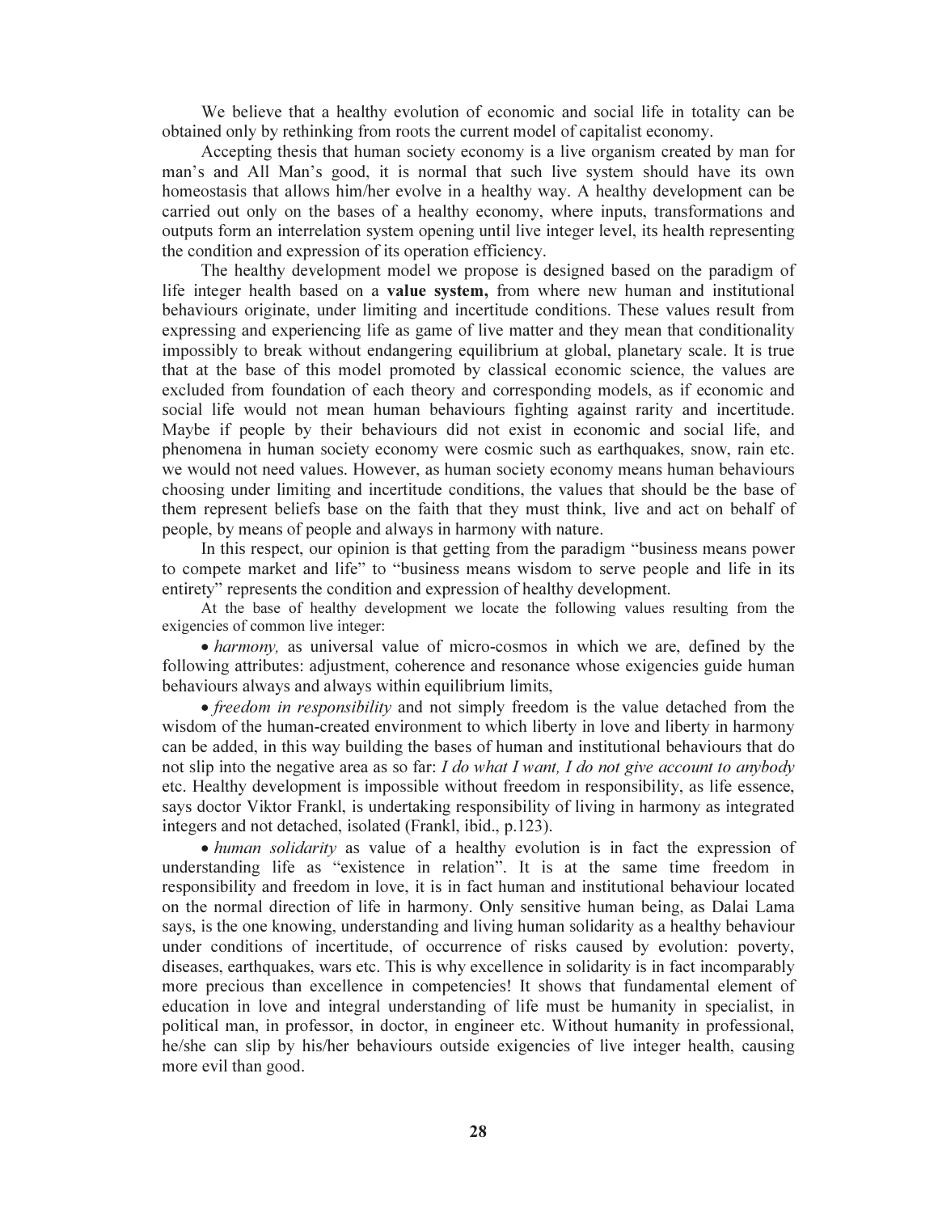We believe that a healthy evolution of economic and social life in totality can be obtained only by rethinking from roots the current model of capitalist economy.

Accepting thesis that human society economy is a live organism created by man for man's and All Man's good, it is normal that such live system should have its own homeostasis that allows him/her evolve in a healthy way. A healthy development can be carried out only on the bases of a healthy economy, where inputs, transformations and outputs form an interrelation system opening until live integer level, its health representing the condition and expression of its operation efficiency.

The healthy development model we propose is designed based on the paradigm of life integer health based on a **value system,** from where new human and institutional behaviours originate, under limiting and incertitude conditions. These values result from expressing and experiencing life as game of live matter and they mean that conditionality impossibly to break without endangering equilibrium at global, planetary scale. It is true that at the base of this model promoted by classical economic science, the values are excluded from foundation of each theory and corresponding models, as if economic and social life would not mean human behaviours fighting against rarity and incertitude. Maybe if people by their behaviours did not exist in economic and social life, and phenomena in human society economy were cosmic such as earthquakes, snow, rain etc. we would not need values. However, as human society economy means human behaviours choosing under limiting and incertitude conditions, the values that should be the base of them represent beliefs base on the faith that they must think, live and act on behalf of people, by means of people and always in harmony with nature.

In this respect, our opinion is that getting from the paradigm "business means power to compete market and life" to "business means wisdom to serve people and life in its entirety" represents the condition and expression of healthy development.

At the base of healthy development we locate the following values resulting from the exigencies of common live integer:

- *harmony,* as universal value of micro-cosmos in which we are, defined by the following attributes: adjustment, coherence and resonance whose exigencies guide human behaviours always and always within equilibrium limits,
- *freedom in responsibility* and not simply freedom is the value detached from the wisdom of the human-created environment to which liberty in love and liberty in harmony can be added, in this way building the bases of human and institutional behaviours that do not slip into the negative area as so far: *I do what I want, I do not give account to anybody* etc. Healthy development is impossible without freedom in responsibility, as life essence, says doctor Viktor Frankl, is undertaking responsibility of living in harmony as integrated integers and not detached, isolated (Frankl, ibid., p.123).
- *human solidarity* as value of a healthy evolution is in fact the expression of understanding life as "existence in relation". It is at the same time freedom in responsibility and freedom in love, it is in fact human and institutional behaviour located on the normal direction of life in harmony. Only sensitive human being, as Dalai Lama says, is the one knowing, understanding and living human solidarity as a healthy behaviour under conditions of incertitude, of occurrence of risks caused by evolution: poverty, diseases, earthquakes, wars etc. This is why excellence in solidarity is in fact incomparably more precious than excellence in competencies! It shows that fundamental element of education in love and integral understanding of life must be humanity in specialist, in political man, in professor, in doctor, in engineer etc. Without humanity in professional, he/she can slip by his/her behaviours outside exigencies of live integer health, causing more evil than good.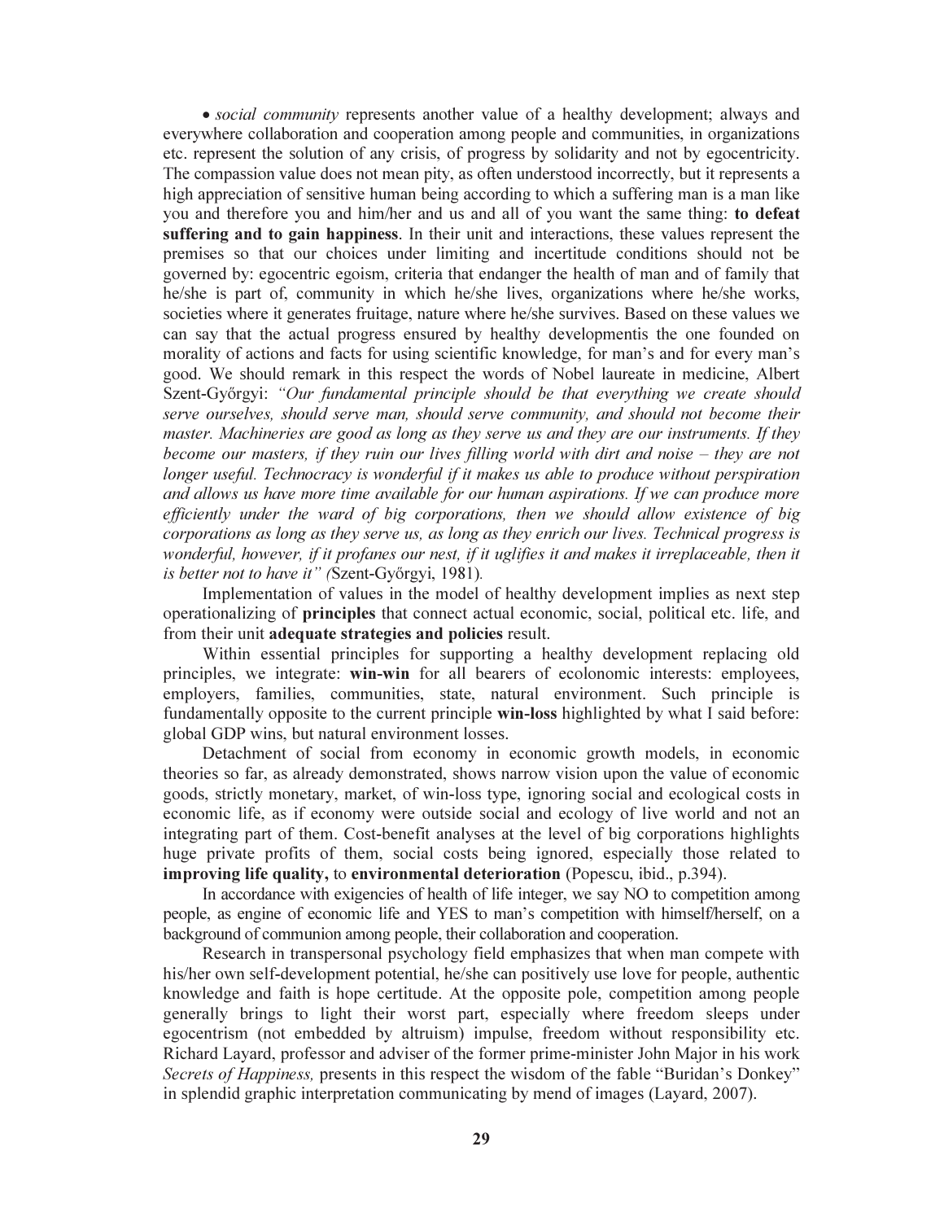• *social community* represents another value of a healthy development; always and everywhere collaboration and cooperation among people and communities, in organizations etc. represent the solution of any crisis, of progress by solidarity and not by egocentricity. The compassion value does not mean pity, as often understood incorrectly, but it represents a high appreciation of sensitive human being according to which a suffering man is a man like you and therefore you and him/her and us and all of you want the same thing: **to defeat suffering and to gain happiness**. In their unit and interactions, these values represent the premises so that our choices under limiting and incertitude conditions should not be governed by: egocentric egoism, criteria that endanger the health of man and of family that he/she is part of, community in which he/she lives, organizations where he/she works, societies where it generates fruitage, nature where he/she survives. Based on these values we can say that the actual progress ensured by healthy developmentis the one founded on morality of actions and facts for using scientific knowledge, for man's and for every man's good. We should remark in this respect the words of Nobel laureate in medicine, Albert Szent-Győrgyi: *"Our fundamental principle should be that everything we create should serve ourselves, should serve man, should serve community, and should not become their master. Machineries are good as long as they serve us and they are our instruments. If they become our masters, if they ruin our lives filling world with dirt and noise – they are not longer useful. Technocracy is wonderful if it makes us able to produce without perspiration and allows us have more time available for our human aspirations. If we can produce more efficiently under the ward of big corporations, then we should allow existence of big corporations as long as they serve us, as long as they enrich our lives. Technical progress is wonderful, however, if it profanes our nest, if it uglifies it and makes it irreplaceable, then it is better not to have it" (*Szent-Győrgyi, 1981).

Implementation of values in the model of healthy development implies as next step operationalizing of **principles** that connect actual economic, social, political etc. life, and from their unit **adequate strategies and policies** result.

Within essential principles for supporting a healthy development replacing old principles, we integrate: **win-win** for all bearers of ecolonomic interests: employees, employers, families, communities, state, natural environment. Such principle is fundamentally opposite to the current principle **win-loss** highlighted by what I said before: global GDP wins, but natural environment losses.

Detachment of social from economy in economic growth models, in economic theories so far, as already demonstrated, shows narrow vision upon the value of economic goods, strictly monetary, market, of win-loss type, ignoring social and ecological costs in economic life, as if economy were outside social and ecology of live world and not an integrating part of them. Cost-benefit analyses at the level of big corporations highlights huge private profits of them, social costs being ignored, especially those related to **improving life quality,** to **environmental deterioration** (Popescu, ibid., p.394).

In accordance with exigencies of health of life integer, we say NO to competition among people, as engine of economic life and YES to man's competition with himself/herself, on a background of communion among people, their collaboration and cooperation.

Research in transpersonal psychology field emphasizes that when man compete with his/her own self-development potential, he/she can positively use love for people, authentic knowledge and faith is hope certitude. At the opposite pole, competition among people generally brings to light their worst part, especially where freedom sleeps under egocentrism (not embedded by altruism) impulse, freedom without responsibility etc. Richard Layard, professor and adviser of the former prime-minister John Major in his work *Secrets of Happiness,* presents in this respect the wisdom of the fable "Buridan's Donkey" in splendid graphic interpretation communicating by mend of images (Layard, 2007).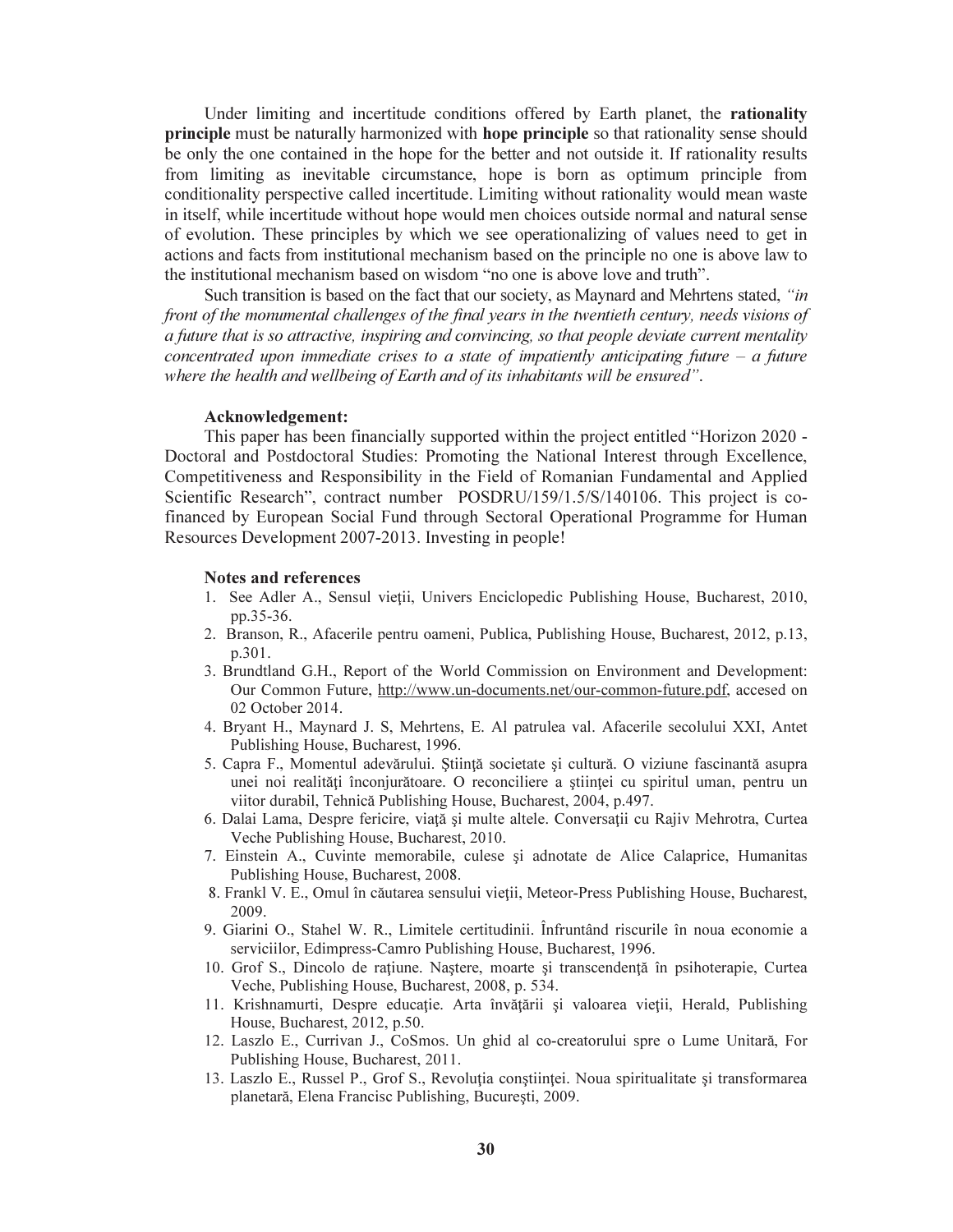Under limiting and incertitude conditions offered by Earth planet, the **rationality principle** must be naturally harmonized with **hope principle** so that rationality sense should be only the one contained in the hope for the better and not outside it. If rationality results from limiting as inevitable circumstance, hope is born as optimum principle from conditionality perspective called incertitude. Limiting without rationality would mean waste in itself, while incertitude without hope would men choices outside normal and natural sense of evolution. These principles by which we see operationalizing of values need to get in actions and facts from institutional mechanism based on the principle no one is above law to the institutional mechanism based on wisdom "no one is above love and truth".

Such transition is based on the fact that our society, as Maynard and Mehrtens stated, *"in front of the monumental challenges of the final years in the twentieth century, needs visions of a future that is so attractive, inspiring and convincing, so that people deviate current mentality concentrated upon immediate crises to a state of impatiently anticipating future – a future where the health and wellbeing of Earth and of its inhabitants will be ensured"*.

**Acknowledgement:**

This paper has been financially supported within the project entitled "Horizon 2020 - Doctoral and Postdoctoral Studies: Promoting the National Interest through Excellence, Competitiveness and Responsibility in the Field of Romanian Fundamental and Applied Scientific Research", contract number POSDRU/159/1.5/S/140106. This project is co-financed by European Social Fund through Sectoral Operational Programme for Human Resources Development 2007-2013. Investing in people!

**Notes and references**

1. See Adler A., Sensul vieţii, Univers Enciclopedic Publishing House, Bucharest, 2010, pp.35-36.
2. Branson, R., Afacerile pentru oameni, Publica, Publishing House, Bucharest, 2012, p.13, p.301.
3. Brundtland G.H., Report of the World Commission on Environment and Development: Our Common Future, http://www.un-documents.net/our-common-future.pdf, accesed on 02 October 2014.
4. Bryant H., Maynard J. S, Mehrtens, E. Al patrulea val. Afacerile secolului XXI, Antet Publishing House, Bucharest, 1996.
5. Capra F., Momentul adevărului. Ştiinţă societate şi cultură. O viziune fascinantă asupra unei noi realităţi înconjurătoare. O reconciliere a ştiinţei cu spiritul uman, pentru un viitor durabil, Tehnică Publishing House, Bucharest, 2004, p.497.
6. Dalai Lama, Despre fericire, viaţă şi multe altele. Conversaţii cu Rajiv Mehrotra, Curtea Veche Publishing House, Bucharest, 2010.
7. Einstein A., Cuvinte memorabile, culese şi adnotate de Alice Calaprice, Humanitas Publishing House, Bucharest, 2008.
8. Frankl V. E., Omul în căutarea sensului vieţii, Meteor-Press Publishing House, Bucharest, 2009.
9. Giarini O., Stahel W. R., Limitele certitudinii. Înfruntând riscurile în noua economie a serviciilor, Edimpress-Camro Publishing House, Bucharest, 1996.
10. Grof S., Dincolo de raţiune. Naştere, moarte şi transcendenţă în psihoterapie, Curtea Veche, Publishing House, Bucharest, 2008, p. 534.
11. Krishnamurti, Despre educaţie. Arta învăţării şi valoarea vieţii, Herald, Publishing House, Bucharest, 2012, p.50.
12. Laszlo E., Currivan J., CoSmos. Un ghid al co-creatorului spre o Lume Unitară, For Publishing House, Bucharest, 2011.
13. Laszlo E., Russel P., Grof S., Revoluţia conştiinţei. Noua spiritualitate şi transformarea planetară, Elena Francisc Publishing, Bucureşti, 2009.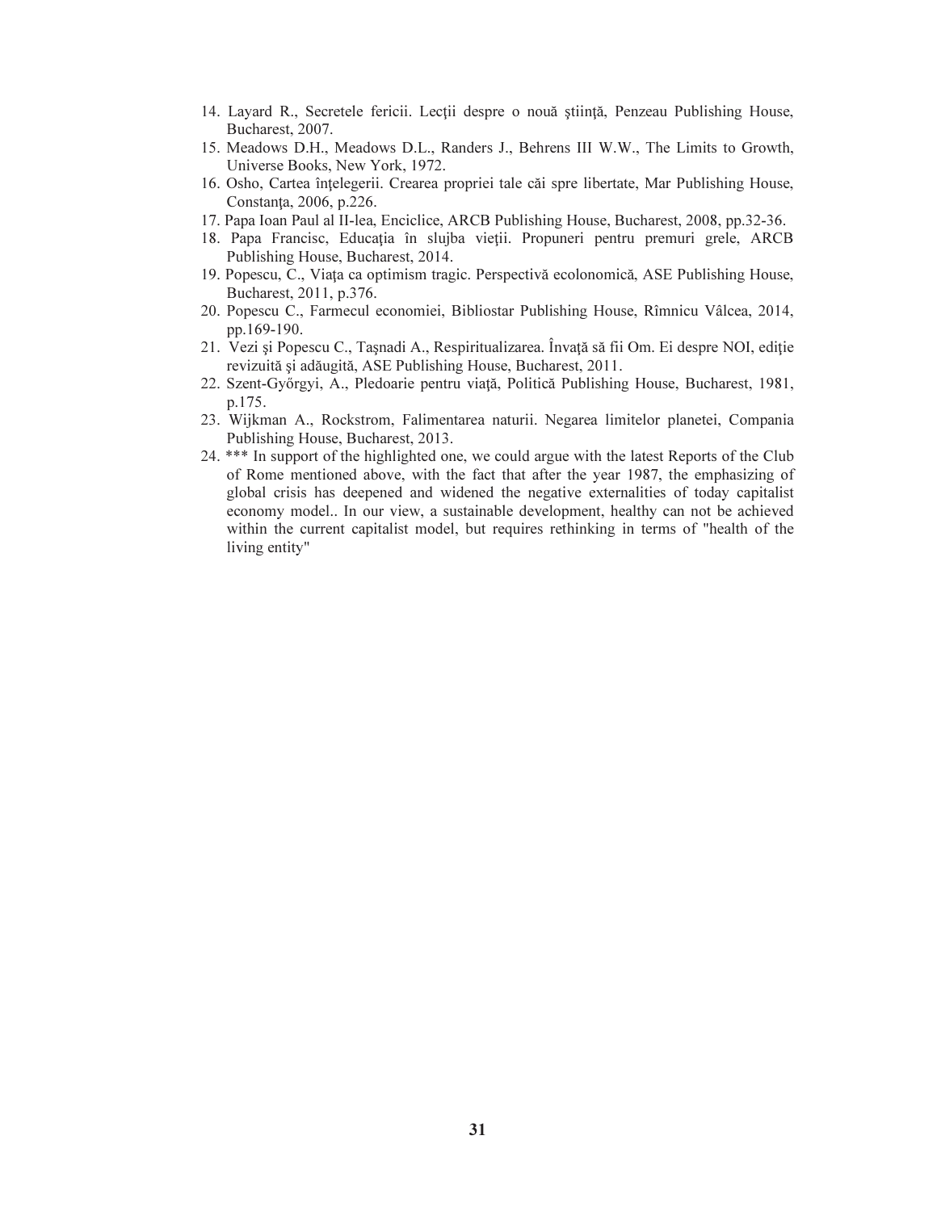14. Layard R., Secretele fericii. Lecţii despre o nouă ştiinţă, Penzeau Publishing House, Bucharest, 2007.
15. Meadows D.H., Meadows D.L., Randers J., Behrens III W.W., The Limits to Growth, Universe Books, New York, 1972.
16. Osho, Cartea înţelegerii. Crearea propriei tale căi spre libertate, Mar Publishing House, Constanţa, 2006, p.226.
17. Papa Ioan Paul al II-lea, Enciclice, ARCB Publishing House, Bucharest, 2008, pp.32-36.
18. Papa Francisc, Educaţia în slujba vieţii. Propuneri pentru premuri grele, ARCB Publishing House, Bucharest, 2014.
19. Popescu, C., Viaţa ca optimism tragic. Perspectivă ecolonomică, ASE Publishing House, Bucharest, 2011, p.376.
20. Popescu C., Farmecul economiei, Bibliostar Publishing House, Rîmnicu Vâlcea, 2014, pp.169-190.
21. Vezi şi Popescu C., Taşnadi A., Respiritualizarea. Învaţă să fii Om. Ei despre NOI, ediţie revizuită şi adăugită, ASE Publishing House, Bucharest, 2011.
22. Szent-Győrgyi, A., Pledoarie pentru viaţă, Politică Publishing House, Bucharest, 1981, p.175.
23. Wijkman A., Rockstrom, Falimentarea naturii. Negarea limitelor planetei, Compania Publishing House, Bucharest, 2013.
24. *** In support of the highlighted one, we could argue with the latest Reports of the Club of Rome mentioned above, with the fact that after the year 1987, the emphasizing of global crisis has deepened and widened the negative externalities of today capitalist economy model.. In our view, a sustainable development, healthy can not be achieved within the current capitalist model, but requires rethinking in terms of "health of the living entity"